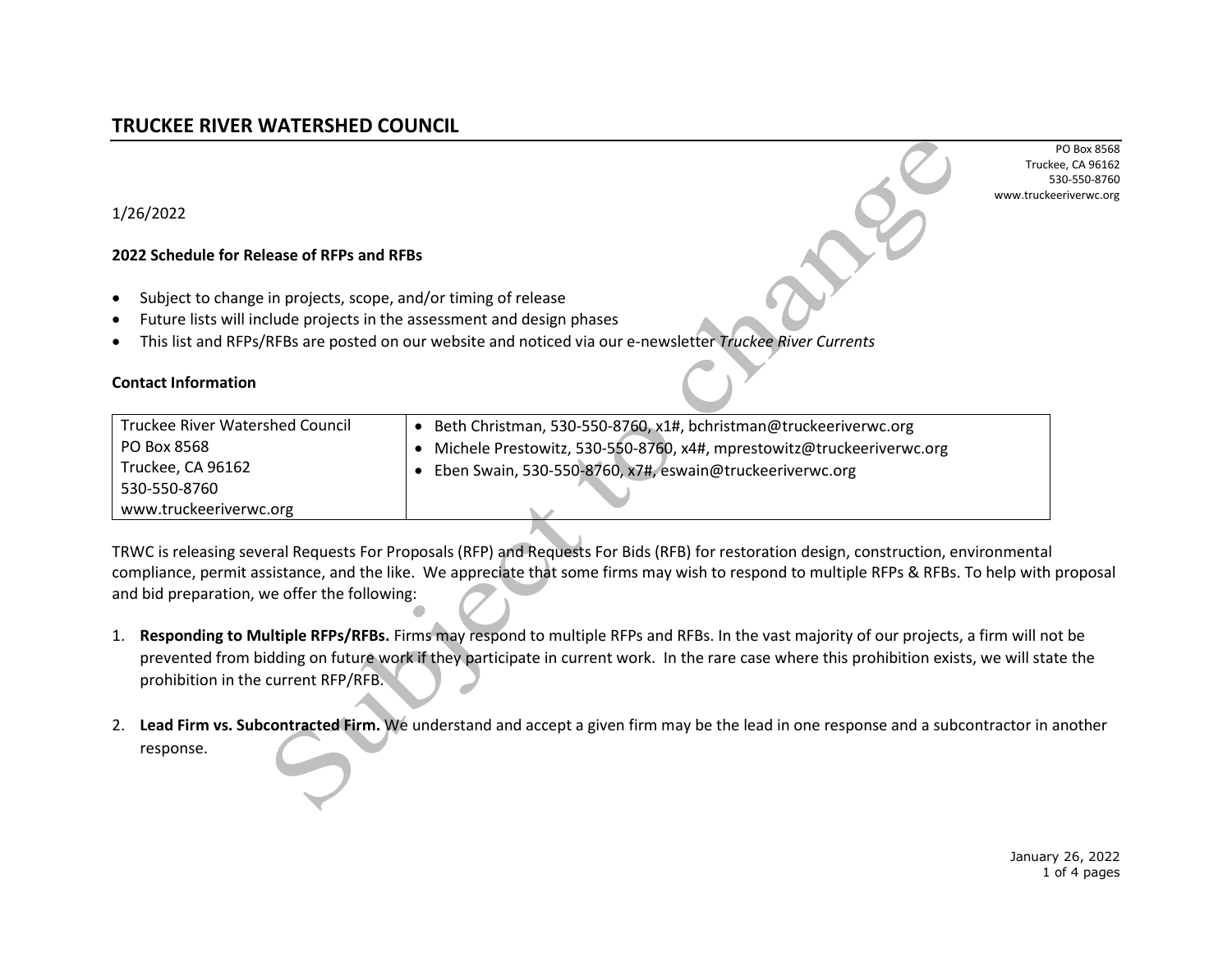# TRUCKEE RIVER WATERSHED COUNCIL

PO Box 8568
Truckee, CA 96162
530-550-8760
www.truckeeriverwc.org

1/26/2022

**2022 Schedule for Release of RFPs and RFBs**

- Subject to change in projects, scope, and/or timing of release
- Future lists will include projects in the assessment and design phases
- This list and RFPs/RFBs are posted on our website and noticed via our e-newsletter *Truckee River Currents*

**Contact Information**

| Truckee River Watershed Council<br>PO Box 8568<br>Truckee, CA 96162<br>530-550-8760<br>www.truckeeriverwc.org | • Beth Christman, 530-550-8760, x1#, bchristman@truckeeriverwc.org<br>• Michele Prestowitz, 530-550-8760, x4#, mprestowitz@truckeeriverwc.org<br>• Eben Swain, 530-550-8760, x7#, eswain@truckeeriverwc.org |
|---|---|

TRWC is releasing several Requests For Proposals (RFP) and Requests For Bids (RFB) for restoration design, construction, environmental compliance, permit assistance, and the like. We appreciate that some firms may wish to respond to multiple RFPs & RFBs. To help with proposal and bid preparation, we offer the following:

1. **Responding to Multiple RFPs/RFBs.** Firms may respond to multiple RFPs and RFBs. In the vast majority of our projects, a firm will not be prevented from bidding on future work if they participate in current work. In the rare case where this prohibition exists, we will state the prohibition in the current RFP/RFB.

2. **Lead Firm vs. Subcontracted Firm.** We understand and accept a given firm may be the lead in one response and a subcontractor in another response.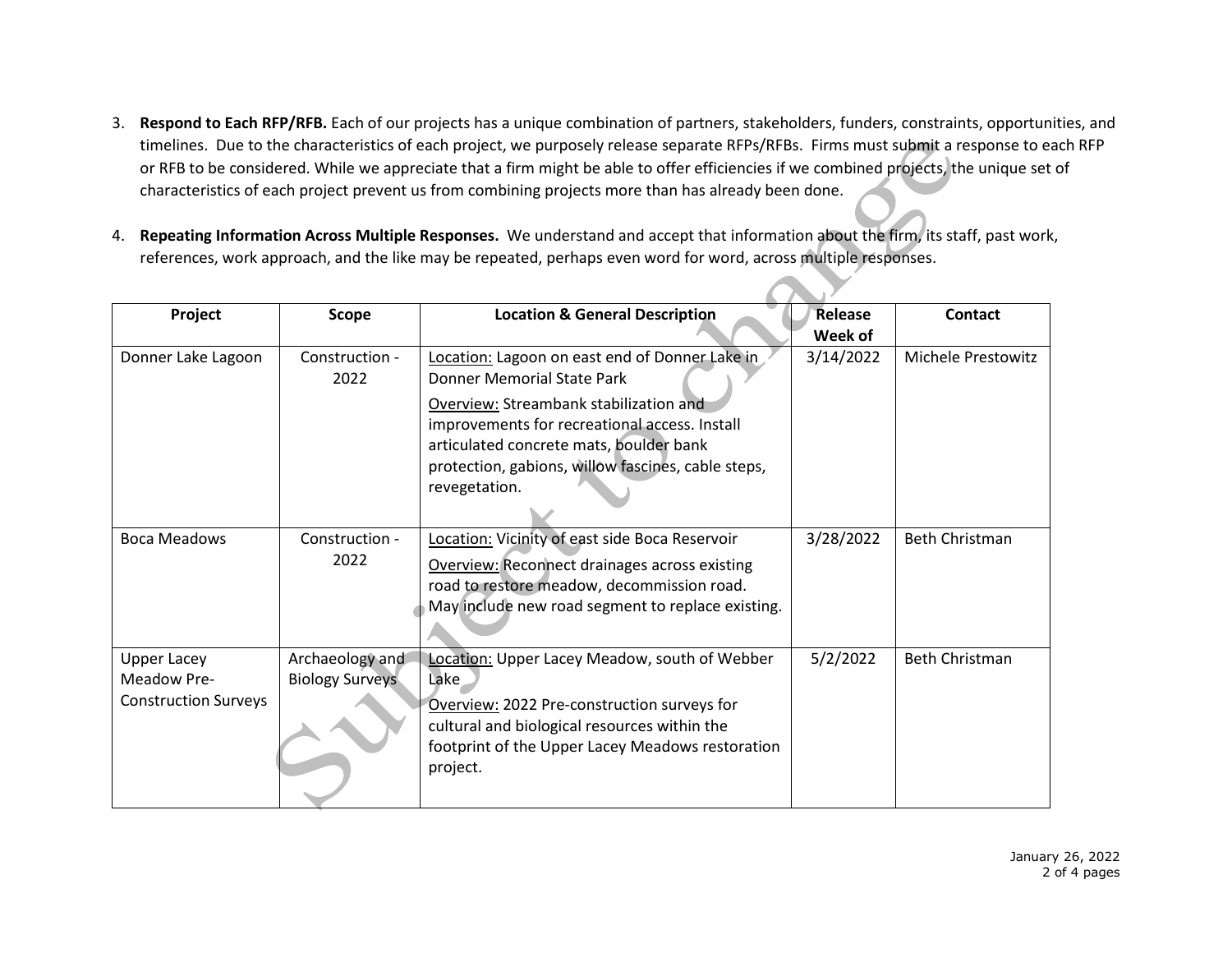3. **Respond to Each RFP/RFB.** Each of our projects has a unique combination of partners, stakeholders, funders, constraints, opportunities, and timelines. Due to the characteristics of each project, we purposely release separate RFPs/RFBs. Firms must submit a response to each RFP or RFB to be considered. While we appreciate that a firm might be able to offer efficiencies if we combined projects, the unique set of characteristics of each project prevent us from combining projects more than has already been done.

4. **Repeating Information Across Multiple Responses.** We understand and accept that information about the firm, its staff, past work, references, work approach, and the like may be repeated, perhaps even word for word, across multiple responses.

| Project | Scope | Location & General Description | Release Week of | Contact |
| --- | --- | --- | --- | --- |
| Donner Lake Lagoon | Construction - 2022 | Location: Lagoon on east end of Donner Lake in Donner Memorial State Park<br>Overview: Streambank stabilization and improvements for recreational access. Install articulated concrete mats, boulder bank protection, gabions, willow fascines, cable steps, revegetation. | 3/14/2022 | Michele Prestowitz |
| Boca Meadows | Construction - 2022 | Location: Vicinity of east side Boca Reservoir<br>Overview: Reconnect drainages across existing road to restore meadow, decommission road. May include new road segment to replace existing. | 3/28/2022 | Beth Christman |
| Upper Lacey Meadow Pre-Construction Surveys | Archaeology and Biology Surveys | Location: Upper Lacey Meadow, south of Webber Lake<br>Overview: 2022 Pre-construction surveys for cultural and biological resources within the footprint of the Upper Lacey Meadows restoration project. | 5/2/2022 | Beth Christman |

January 26, 2022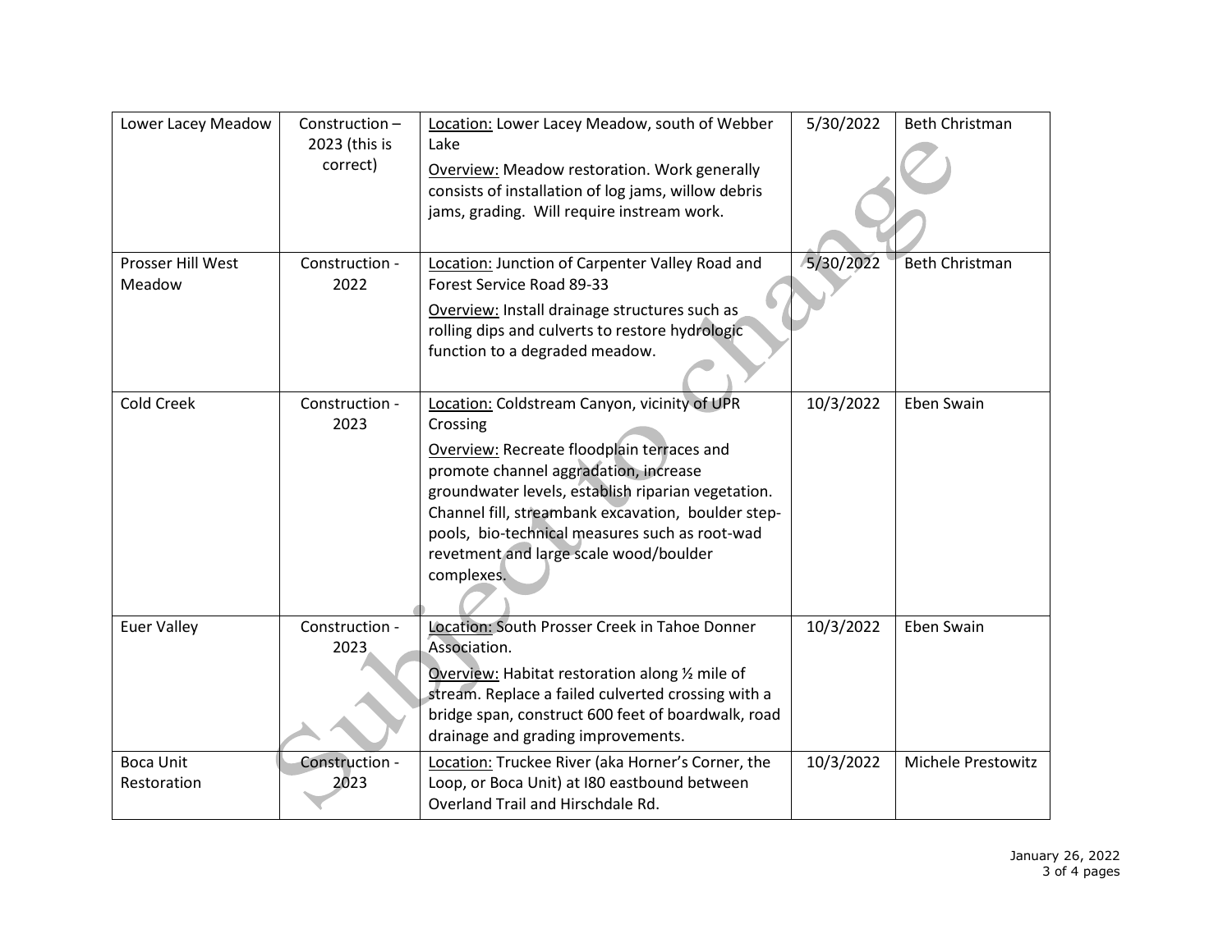| Lower Lacey Meadow | Construction – 2023 (this is correct) | Location: Lower Lacey Meadow, south of Webber Lake<br>Overview: Meadow restoration. Work generally consists of installation of log jams, willow debris jams, grading. Will require instream work. | 5/30/2022 | Beth Christman |
|---|---|---|---|---|
| Prosser Hill West Meadow | Construction - 2022 | Location: Junction of Carpenter Valley Road and Forest Service Road 89-33<br>Overview: Install drainage structures such as rolling dips and culverts to restore hydrologic function to a degraded meadow. | 5/30/2022 | Beth Christman |
| Cold Creek | Construction - 2023 | Location: Coldstream Canyon, vicinity of UPR Crossing<br>Overview: Recreate floodplain terraces and promote channel aggradation, increase groundwater levels, establish riparian vegetation. Channel fill, streambank excavation, boulder step-pools, bio-technical measures such as root-wad revetment and large scale wood/boulder complexes. | 10/3/2022 | Eben Swain |
| Euer Valley | Construction - 2023 | Location: South Prosser Creek in Tahoe Donner Association.<br>Overview: Habitat restoration along ½ mile of stream. Replace a failed culverted crossing with a bridge span, construct 600 feet of boardwalk, road drainage and grading improvements. | 10/3/2022 | Eben Swain |
| Boca Unit Restoration | Construction - 2023 | Location: Truckee River (aka Horner's Corner, the Loop, or Boca Unit) at I80 eastbound between Overland Trail and Hirschdale Rd. | 10/3/2022 | Michele Prestowitz |

January 26, 2022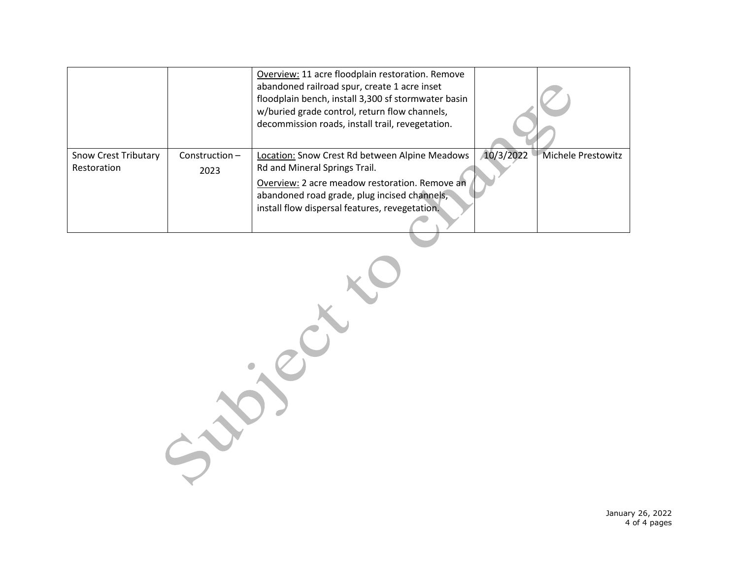| | | | | |
|---|---|---|---|---|
| | | Overview: 11 acre floodplain restoration. Remove abandoned railroad spur, create 1 acre inset floodplain bench, install 3,300 sf stormwater basin w/buried grade control, return flow channels, decommission roads, install trail, revegetation. | | |
| Snow Crest Tributary Restoration | Construction – 2023 | Location: Snow Crest Rd between Alpine Meadows Rd and Mineral Springs Trail.<br>Overview: 2 acre meadow restoration. Remove an abandoned road grade, plug incised channels, install flow dispersal features, revegetation. | 10/3/2022 | Michele Prestowitz |

Subject to change

January 26, 2022